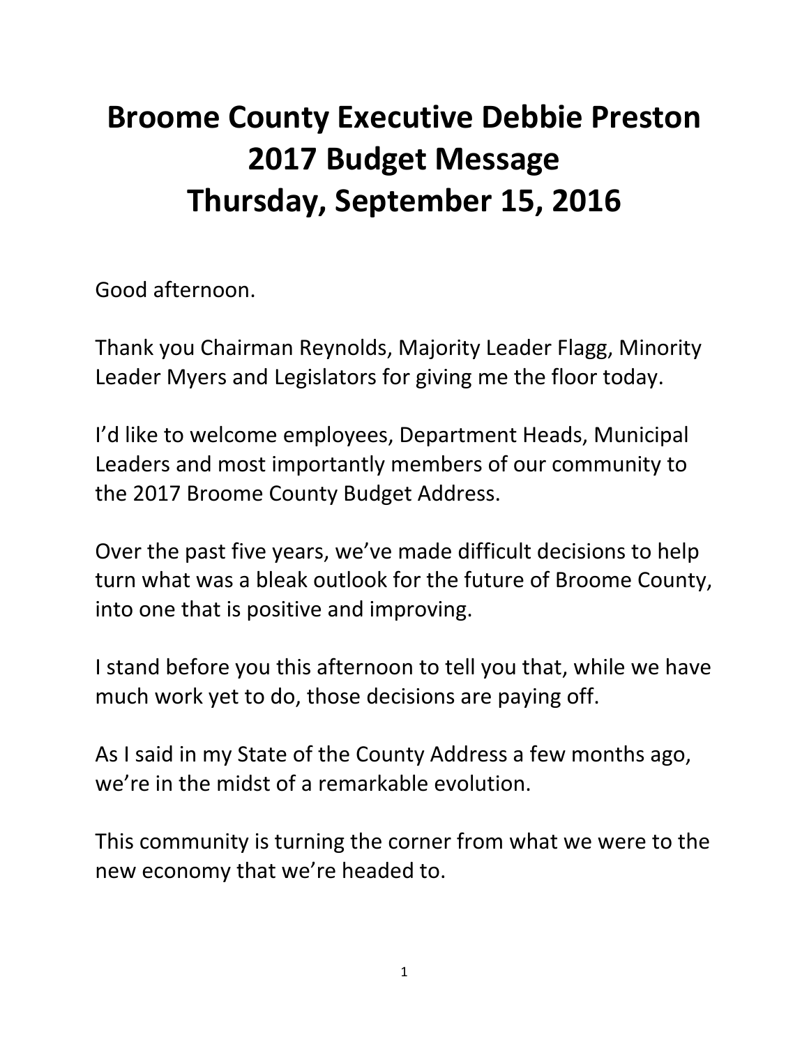# Broome County Executive Debbie Preston
# 2017 Budget Message
# Thursday, September 15, 2016

Good afternoon.

Thank you Chairman Reynolds, Majority Leader Flagg, Minority Leader Myers and Legislators for giving me the floor today.

I'd like to welcome employees, Department Heads, Municipal Leaders and most importantly members of our community to the 2017 Broome County Budget Address.

Over the past five years, we've made difficult decisions to help turn what was a bleak outlook for the future of Broome County, into one that is positive and improving.

I stand before you this afternoon to tell you that, while we have much work yet to do, those decisions are paying off.

As I said in my State of the County Address a few months ago, we're in the midst of a remarkable evolution.

This community is turning the corner from what we were to the new economy that we're headed to.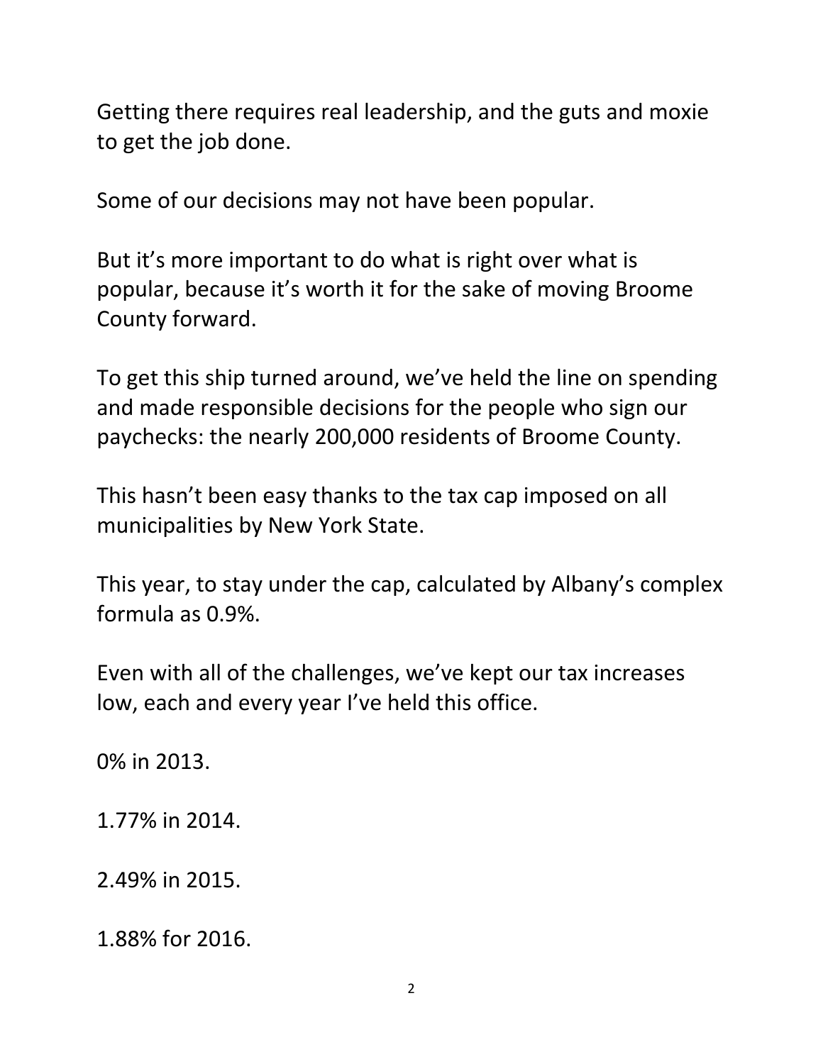Getting there requires real leadership, and the guts and moxie to get the job done.

Some of our decisions may not have been popular.

But it's more important to do what is right over what is popular, because it's worth it for the sake of moving Broome County forward.

To get this ship turned around, we've held the line on spending and made responsible decisions for the people who sign our paychecks: the nearly 200,000 residents of Broome County.

This hasn't been easy thanks to the tax cap imposed on all municipalities by New York State.

This year, to stay under the cap, calculated by Albany's complex formula as 0.9%.

Even with all of the challenges, we've kept our tax increases low, each and every year I've held this office.

0% in 2013.

1.77% in 2014.

2.49% in 2015.

1.88% for 2016.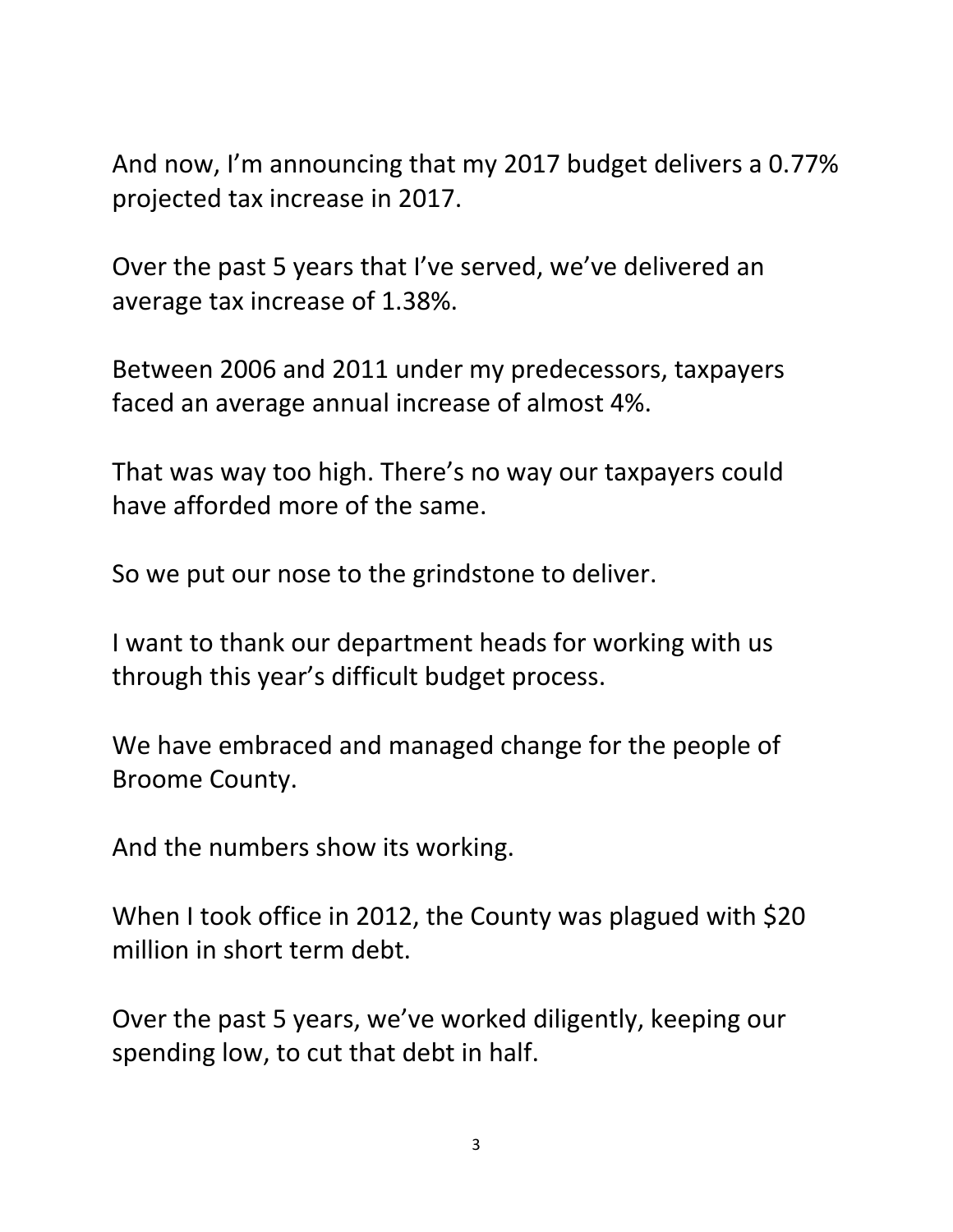And now, I'm announcing that my 2017 budget delivers a 0.77% projected tax increase in 2017.

Over the past 5 years that I've served, we've delivered an average tax increase of 1.38%.

Between 2006 and 2011 under my predecessors, taxpayers faced an average annual increase of almost 4%.

That was way too high. There's no way our taxpayers could have afforded more of the same.

So we put our nose to the grindstone to deliver.

I want to thank our department heads for working with us through this year's difficult budget process.

We have embraced and managed change for the people of Broome County.

And the numbers show its working.

When I took office in 2012, the County was plagued with $20 million in short term debt.

Over the past 5 years, we've worked diligently, keeping our spending low, to cut that debt in half.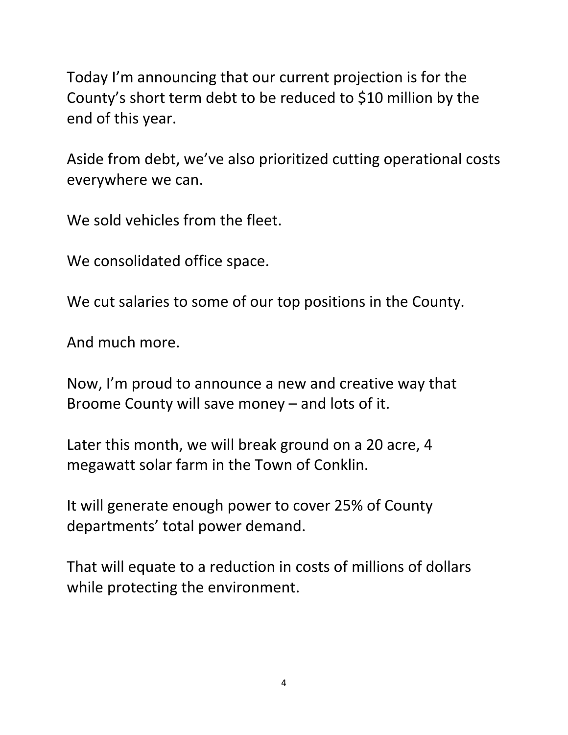Today I'm announcing that our current projection is for the County's short term debt to be reduced to $10 million by the end of this year.

Aside from debt, we've also prioritized cutting operational costs everywhere we can.

We sold vehicles from the fleet.

We consolidated office space.

We cut salaries to some of our top positions in the County.

And much more.

Now, I'm proud to announce a new and creative way that Broome County will save money – and lots of it.

Later this month, we will break ground on a 20 acre, 4 megawatt solar farm in the Town of Conklin.

It will generate enough power to cover 25% of County departments' total power demand.

That will equate to a reduction in costs of millions of dollars while protecting the environment.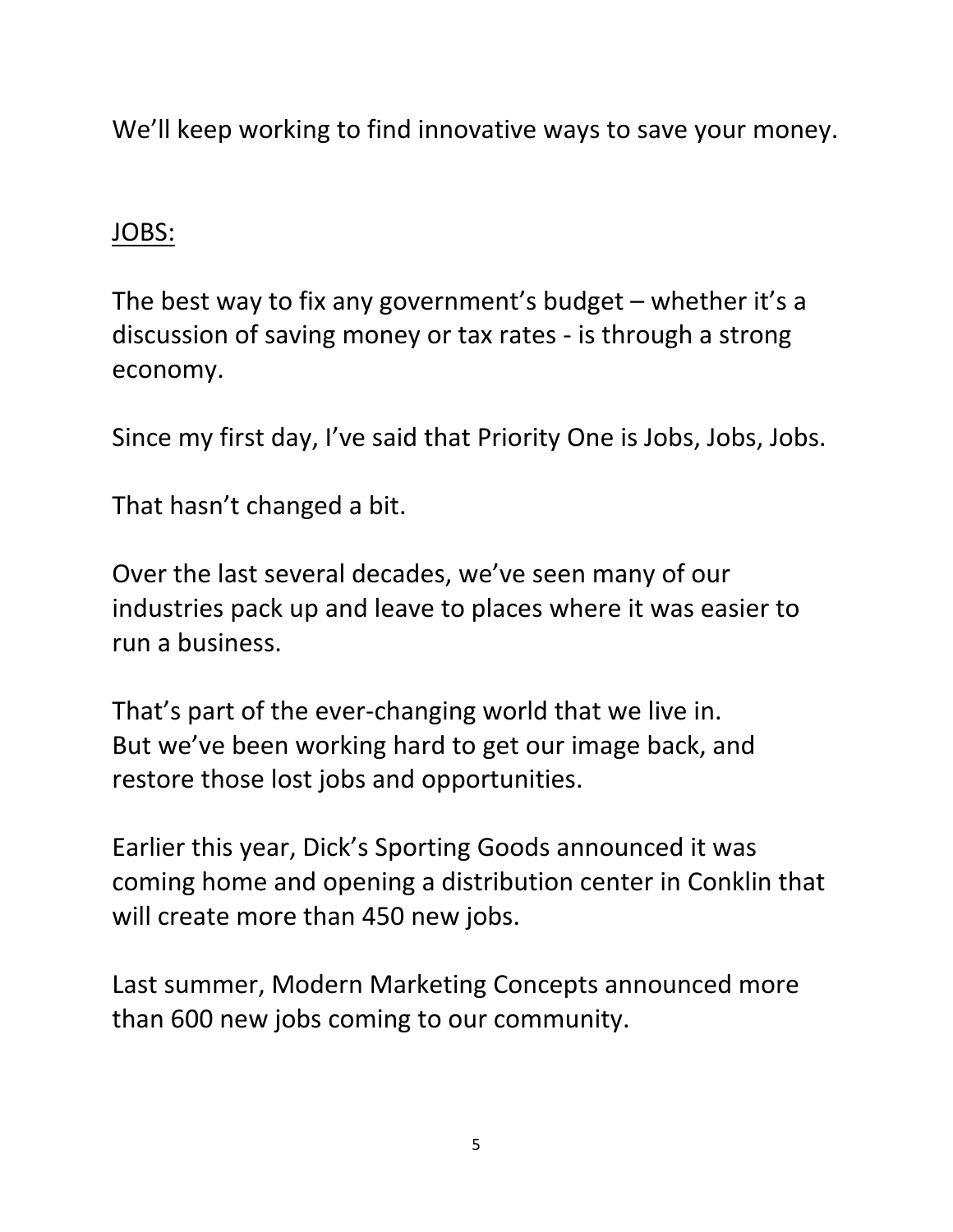We'll keep working to find innovative ways to save your money.

## JOBS:

The best way to fix any government's budget – whether it's a discussion of saving money or tax rates - is through a strong economy.

Since my first day, I've said that Priority One is Jobs, Jobs, Jobs.

That hasn't changed a bit.

Over the last several decades, we've seen many of our industries pack up and leave to places where it was easier to run a business.

That's part of the ever-changing world that we live in.
But we've been working hard to get our image back, and restore those lost jobs and opportunities.

Earlier this year, Dick's Sporting Goods announced it was coming home and opening a distribution center in Conklin that will create more than 450 new jobs.

Last summer, Modern Marketing Concepts announced more than 600 new jobs coming to our community.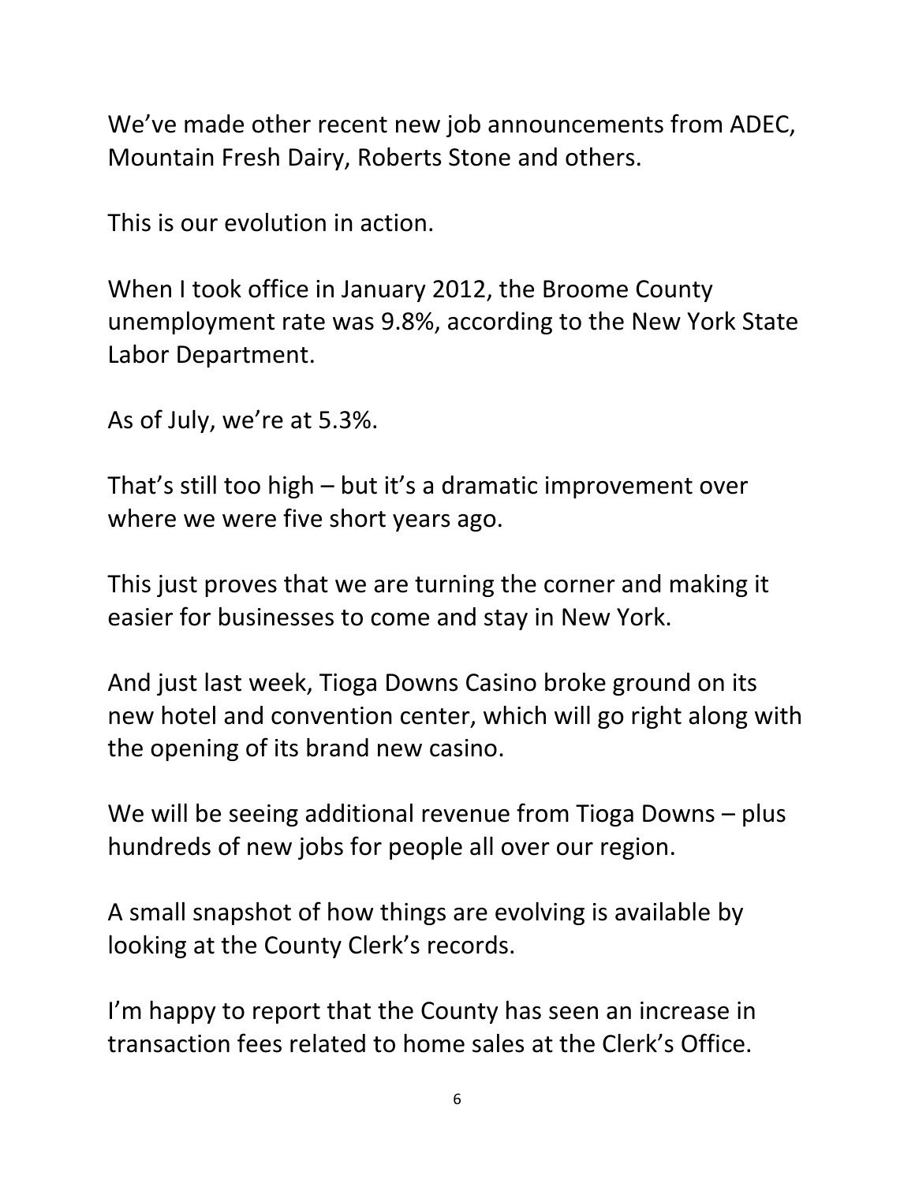We've made other recent new job announcements from ADEC, Mountain Fresh Dairy, Roberts Stone and others.

This is our evolution in action.

When I took office in January 2012, the Broome County unemployment rate was 9.8%, according to the New York State Labor Department.

As of July, we're at 5.3%.

That's still too high – but it's a dramatic improvement over where we were five short years ago.

This just proves that we are turning the corner and making it easier for businesses to come and stay in New York.

And just last week, Tioga Downs Casino broke ground on its new hotel and convention center, which will go right along with the opening of its brand new casino.

We will be seeing additional revenue from Tioga Downs – plus hundreds of new jobs for people all over our region.

A small snapshot of how things are evolving is available by looking at the County Clerk's records.

I'm happy to report that the County has seen an increase in transaction fees related to home sales at the Clerk's Office.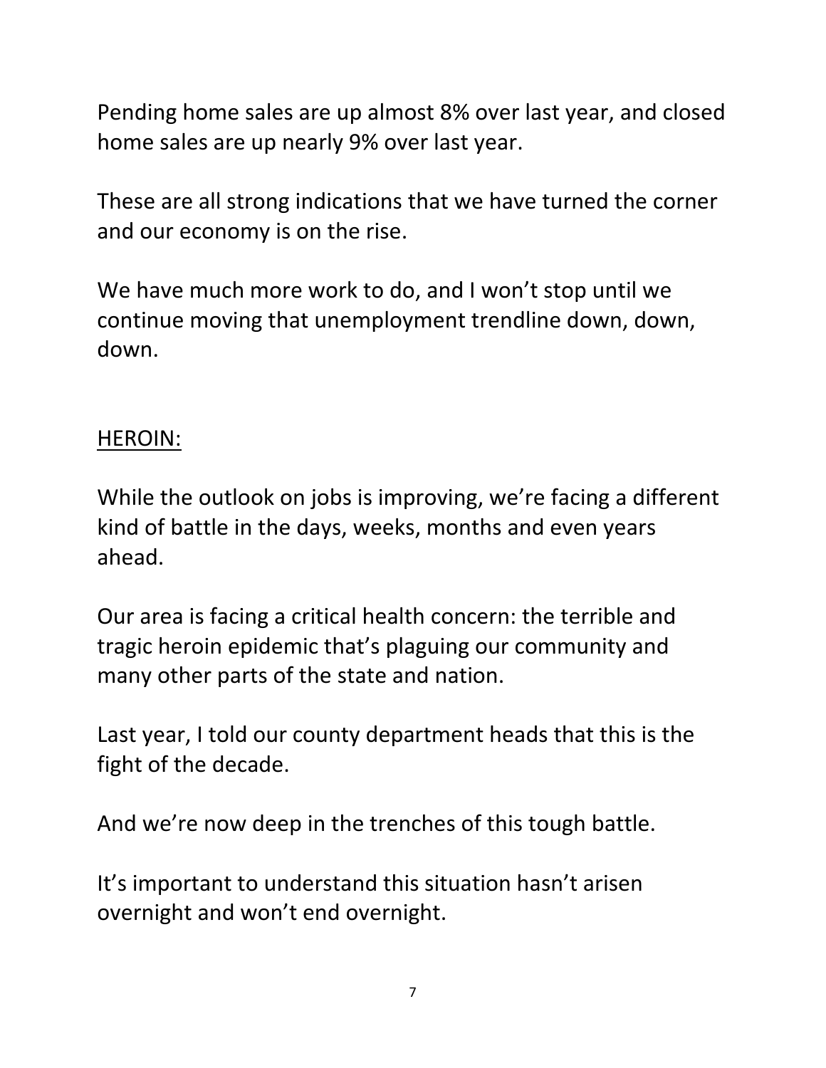Pending home sales are up almost 8% over last year, and closed home sales are up nearly 9% over last year.

These are all strong indications that we have turned the corner and our economy is on the rise.

We have much more work to do, and I won't stop until we continue moving that unemployment trendline down, down, down.

## HEROIN:

While the outlook on jobs is improving, we're facing a different kind of battle in the days, weeks, months and even years ahead.

Our area is facing a critical health concern: the terrible and tragic heroin epidemic that's plaguing our community and many other parts of the state and nation.

Last year, I told our county department heads that this is the fight of the decade.

And we're now deep in the trenches of this tough battle.

It's important to understand this situation hasn't arisen overnight and won't end overnight.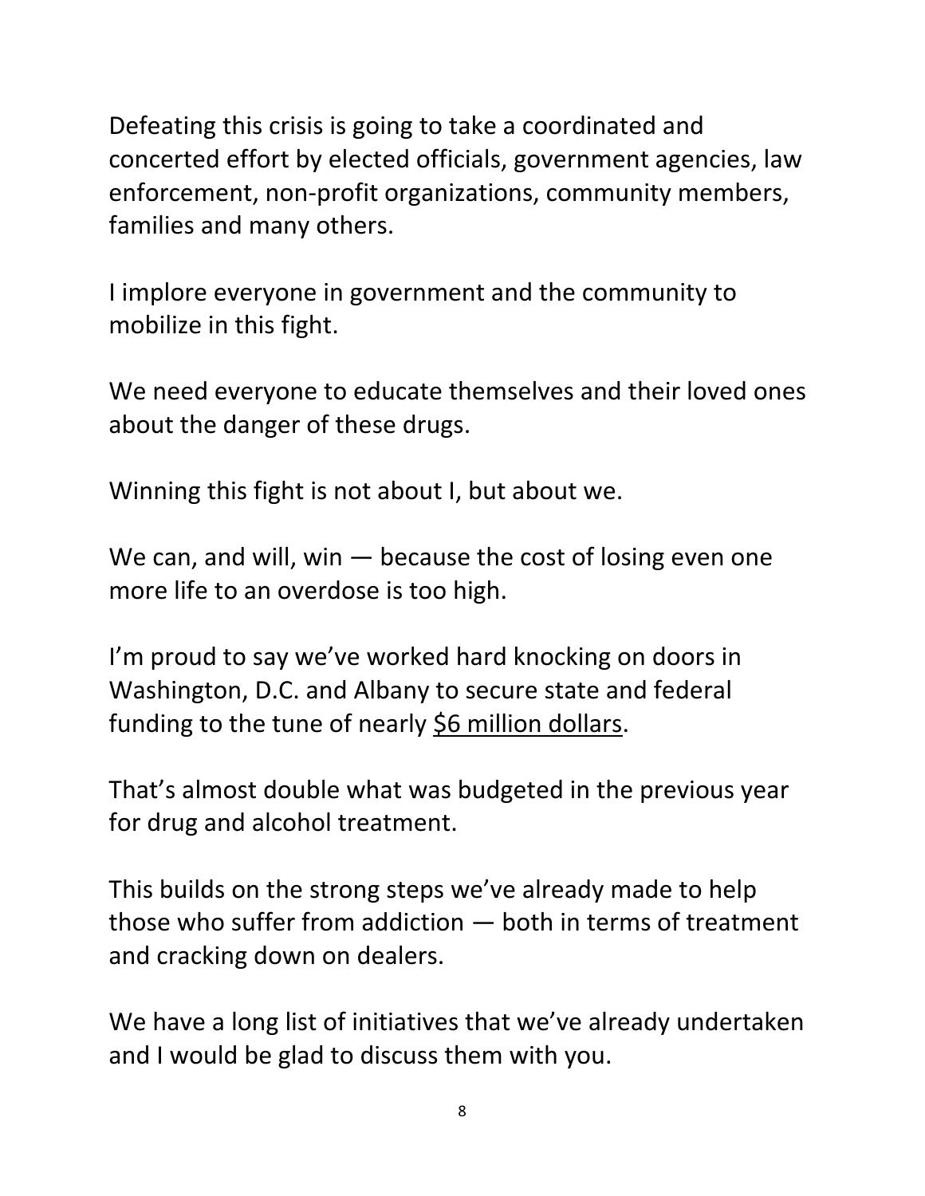Defeating this crisis is going to take a coordinated and concerted effort by elected officials, government agencies, law enforcement, non-profit organizations, community members, families and many others.

I implore everyone in government and the community to mobilize in this fight.

We need everyone to educate themselves and their loved ones about the danger of these drugs.

Winning this fight is not about I, but about we.

We can, and will, win — because the cost of losing even one more life to an overdose is too high.

I'm proud to say we've worked hard knocking on doors in Washington, D.C. and Albany to secure state and federal funding to the tune of nearly <u>$6 million dollars</u>.

That's almost double what was budgeted in the previous year for drug and alcohol treatment.

This builds on the strong steps we've already made to help those who suffer from addiction — both in terms of treatment and cracking down on dealers.

We have a long list of initiatives that we've already undertaken and I would be glad to discuss them with you.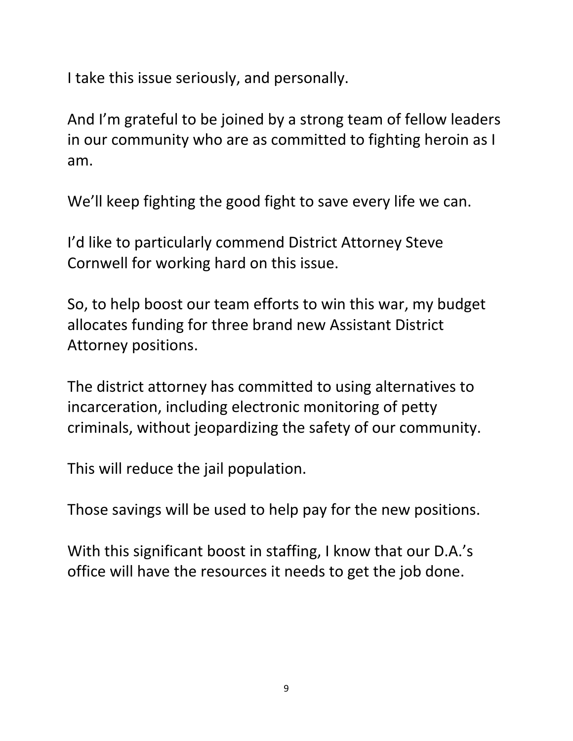I take this issue seriously, and personally.

And I'm grateful to be joined by a strong team of fellow leaders in our community who are as committed to fighting heroin as I am.

We'll keep fighting the good fight to save every life we can.

I'd like to particularly commend District Attorney Steve Cornwell for working hard on this issue.

So, to help boost our team efforts to win this war, my budget allocates funding for three brand new Assistant District Attorney positions.

The district attorney has committed to using alternatives to incarceration, including electronic monitoring of petty criminals, without jeopardizing the safety of our community.

This will reduce the jail population.

Those savings will be used to help pay for the new positions.

With this significant boost in staffing, I know that our D.A.'s office will have the resources it needs to get the job done.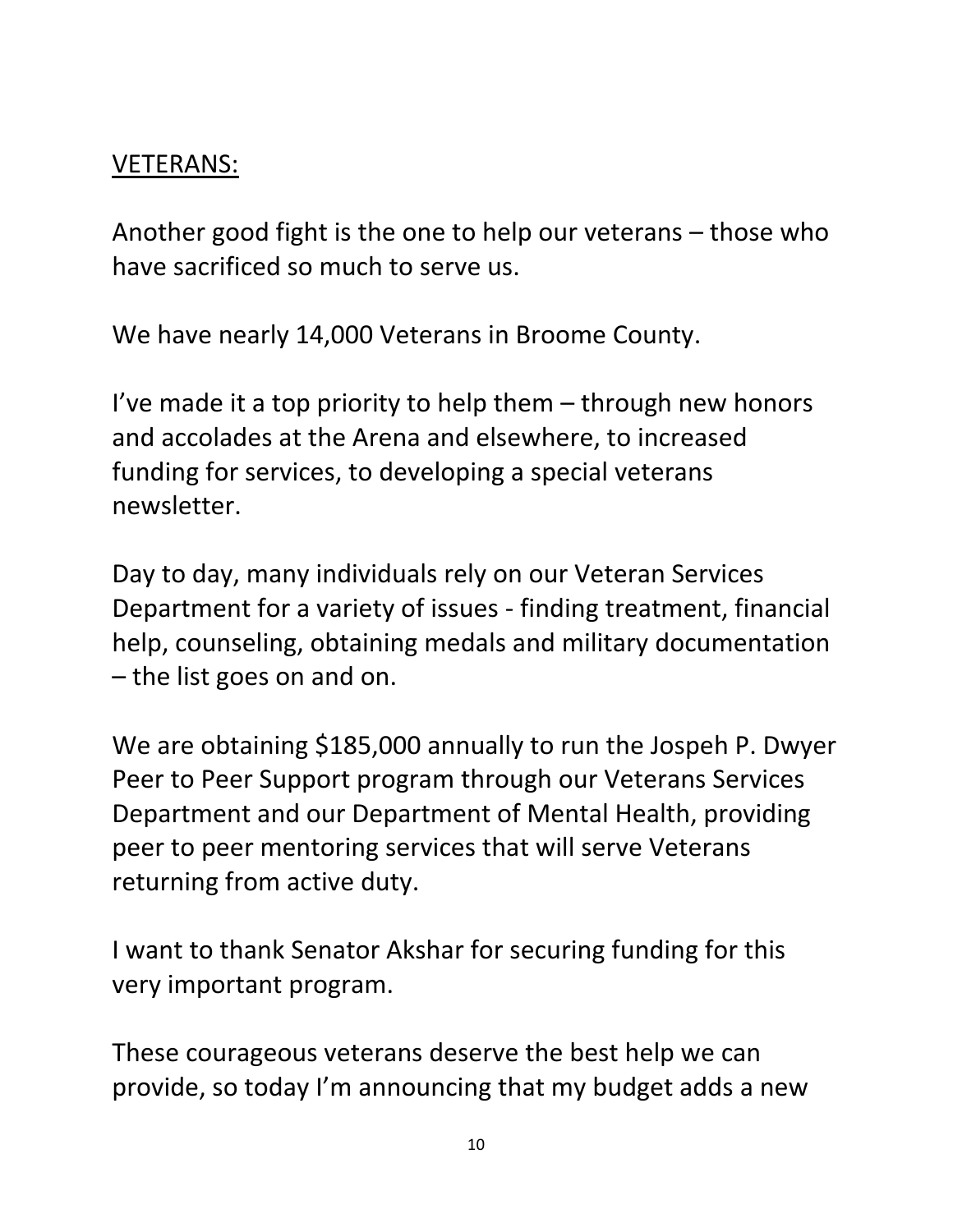<u>VETERANS:</u>

Another good fight is the one to help our veterans – those who have sacrificed so much to serve us.

We have nearly 14,000 Veterans in Broome County.

I've made it a top priority to help them – through new honors and accolades at the Arena and elsewhere, to increased funding for services, to developing a special veterans newsletter.

Day to day, many individuals rely on our Veteran Services Department for a variety of issues - finding treatment, financial help, counseling, obtaining medals and military documentation – the list goes on and on.

We are obtaining $185,000 annually to run the Jospeh P. Dwyer Peer to Peer Support program through our Veterans Services Department and our Department of Mental Health, providing peer to peer mentoring services that will serve Veterans returning from active duty.

I want to thank Senator Akshar for securing funding for this very important program.

These courageous veterans deserve the best help we can provide, so today I'm announcing that my budget adds a new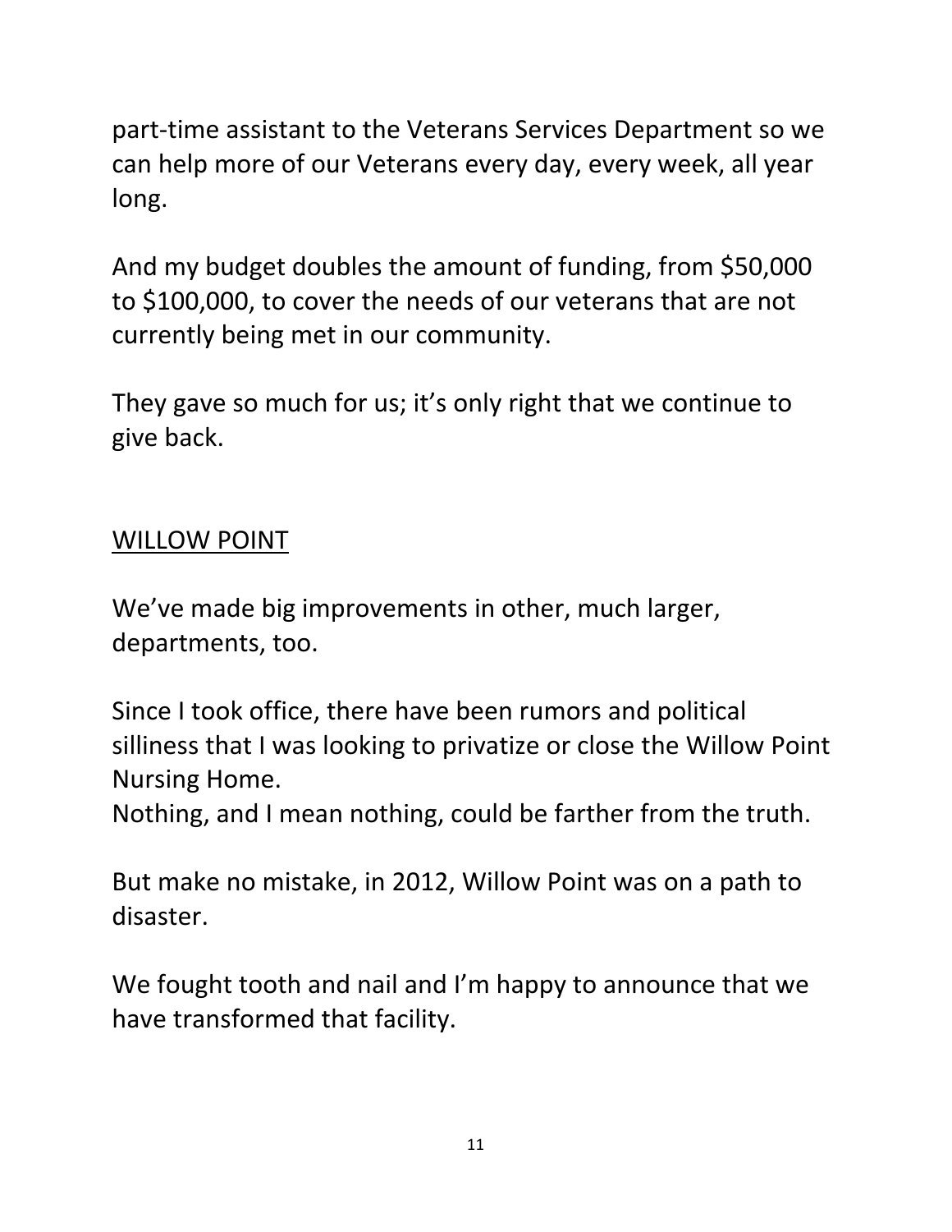part-time assistant to the Veterans Services Department so we can help more of our Veterans every day, every week, all year long.

And my budget doubles the amount of funding, from $50,000 to $100,000, to cover the needs of our veterans that are not currently being met in our community.

They gave so much for us; it's only right that we continue to give back.

## <u>WILLOW POINT</u>

We've made big improvements in other, much larger, departments, too.

Since I took office, there have been rumors and political silliness that I was looking to privatize or close the Willow Point Nursing Home.
Nothing, and I mean nothing, could be farther from the truth.

But make no mistake, in 2012, Willow Point was on a path to disaster.

We fought tooth and nail and I'm happy to announce that we have transformed that facility.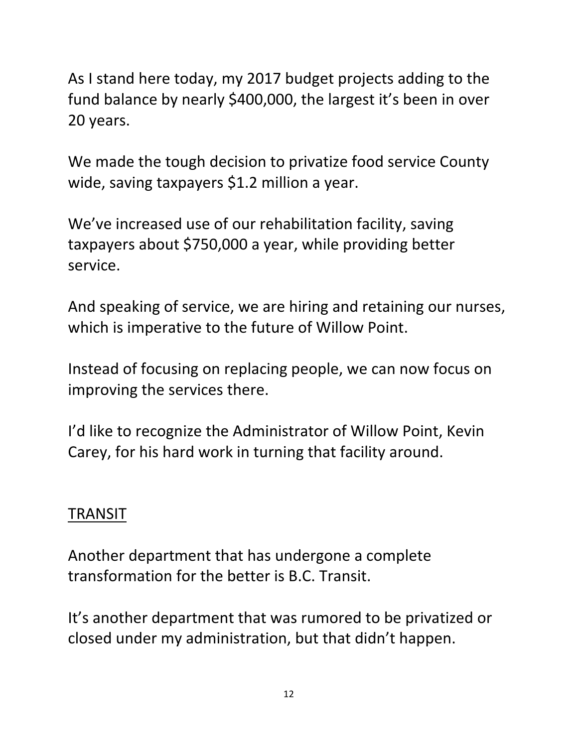As I stand here today, my 2017 budget projects adding to the fund balance by nearly $400,000, the largest it's been in over 20 years.

We made the tough decision to privatize food service County wide, saving taxpayers $1.2 million a year.

We've increased use of our rehabilitation facility, saving taxpayers about $750,000 a year, while providing better service.

And speaking of service, we are hiring and retaining our nurses, which is imperative to the future of Willow Point.

Instead of focusing on replacing people, we can now focus on improving the services there.

I'd like to recognize the Administrator of Willow Point, Kevin Carey, for his hard work in turning that facility around.

## TRANSIT

Another department that has undergone a complete transformation for the better is B.C. Transit.

It's another department that was rumored to be privatized or closed under my administration, but that didn't happen.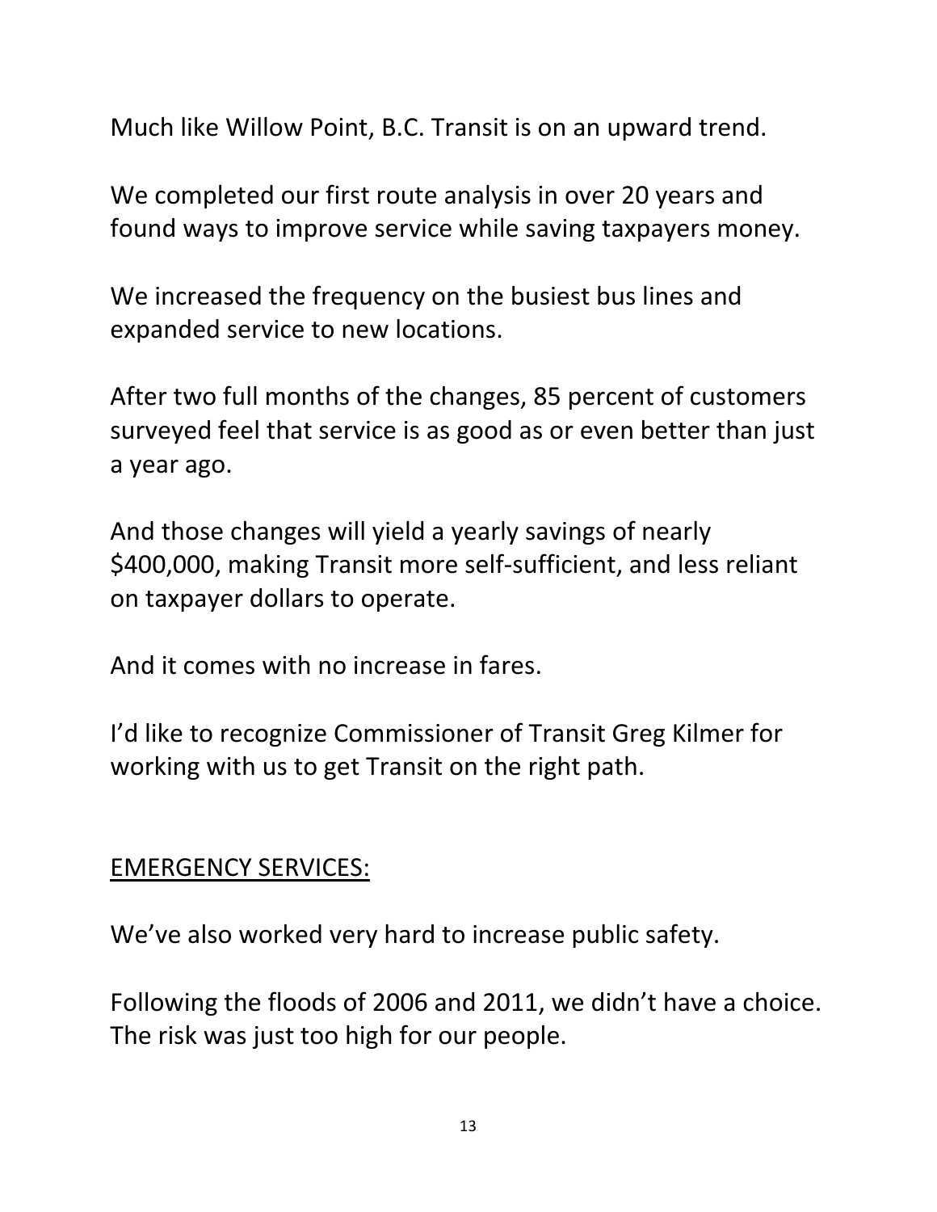Much like Willow Point, B.C. Transit is on an upward trend.

We completed our first route analysis in over 20 years and found ways to improve service while saving taxpayers money.

We increased the frequency on the busiest bus lines and expanded service to new locations.

After two full months of the changes, 85 percent of customers surveyed feel that service is as good as or even better than just a year ago.

And those changes will yield a yearly savings of nearly $400,000, making Transit more self-sufficient, and less reliant on taxpayer dollars to operate.

And it comes with no increase in fares.

I'd like to recognize Commissioner of Transit Greg Kilmer for working with us to get Transit on the right path.

<u>EMERGENCY SERVICES:</u>

We've also worked very hard to increase public safety.

Following the floods of 2006 and 2011, we didn't have a choice. The risk was just too high for our people.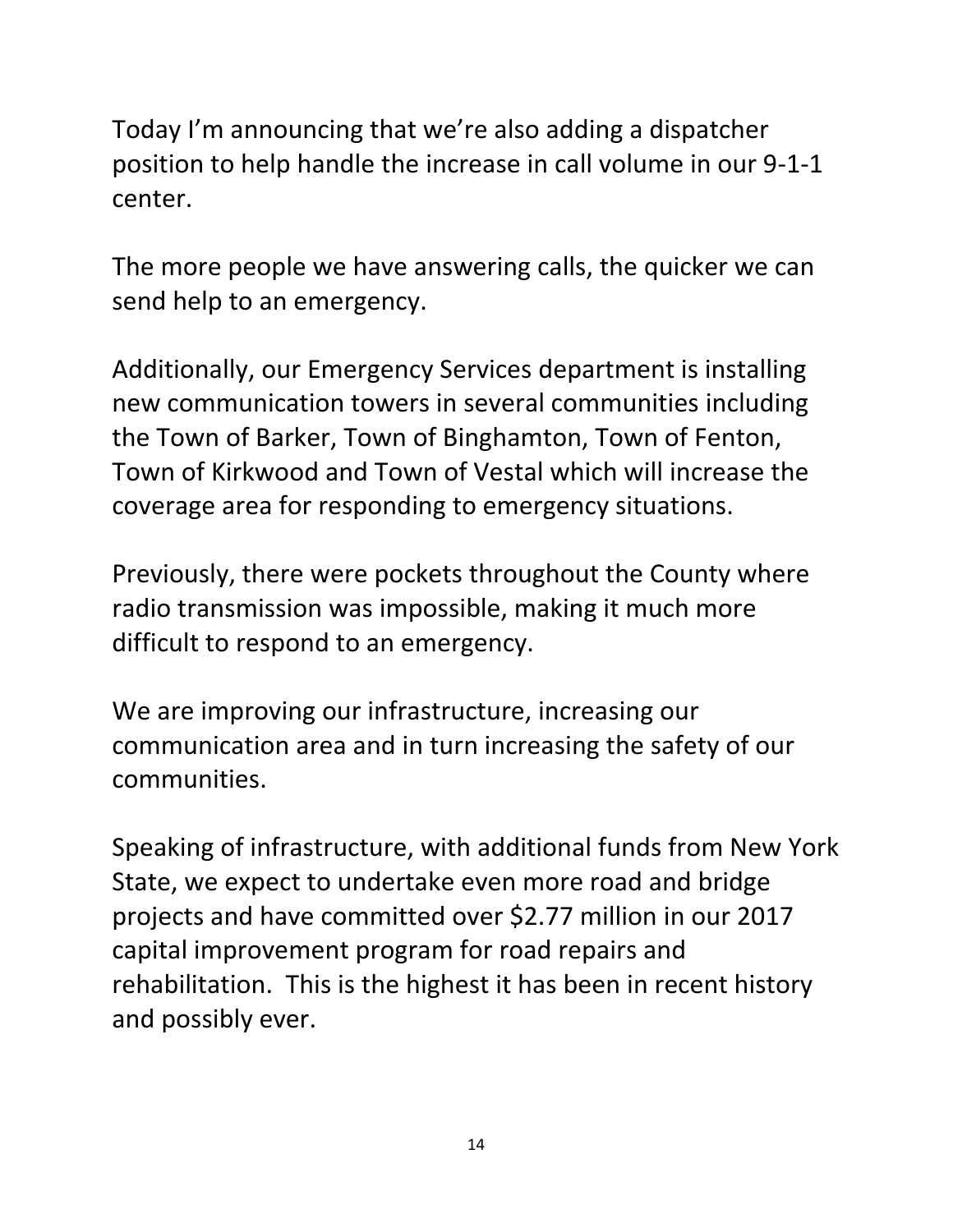Today I'm announcing that we're also adding a dispatcher position to help handle the increase in call volume in our 9-1-1 center.

The more people we have answering calls, the quicker we can send help to an emergency.

Additionally, our Emergency Services department is installing new communication towers in several communities including the Town of Barker, Town of Binghamton, Town of Fenton, Town of Kirkwood and Town of Vestal which will increase the coverage area for responding to emergency situations.

Previously, there were pockets throughout the County where radio transmission was impossible, making it much more difficult to respond to an emergency.

We are improving our infrastructure, increasing our communication area and in turn increasing the safety of our communities.

Speaking of infrastructure, with additional funds from New York State, we expect to undertake even more road and bridge projects and have committed over $2.77 million in our 2017 capital improvement program for road repairs and rehabilitation. This is the highest it has been in recent history and possibly ever.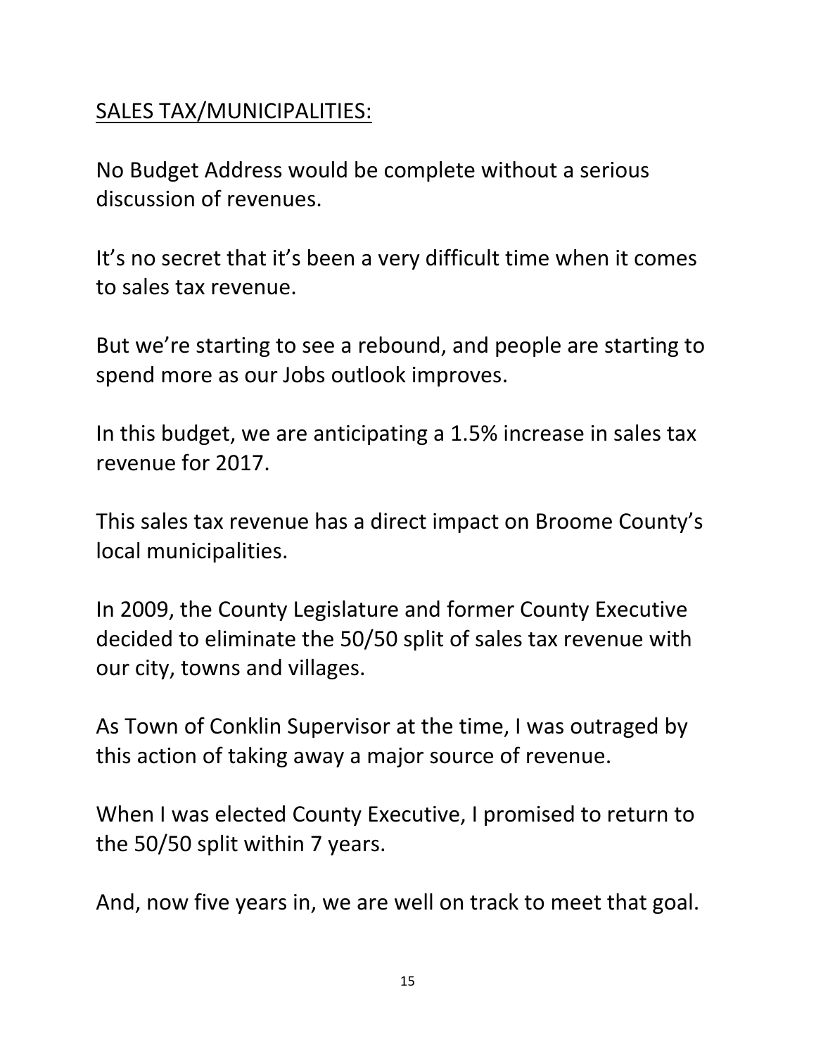<u>SALES TAX/MUNICIPALITIES:</u>

No Budget Address would be complete without a serious discussion of revenues.

It's no secret that it's been a very difficult time when it comes to sales tax revenue.

But we're starting to see a rebound, and people are starting to spend more as our Jobs outlook improves.

In this budget, we are anticipating a 1.5% increase in sales tax revenue for 2017.

This sales tax revenue has a direct impact on Broome County's local municipalities.

In 2009, the County Legislature and former County Executive decided to eliminate the 50/50 split of sales tax revenue with our city, towns and villages.

As Town of Conklin Supervisor at the time, I was outraged by this action of taking away a major source of revenue.

When I was elected County Executive, I promised to return to the 50/50 split within 7 years.

And, now five years in, we are well on track to meet that goal.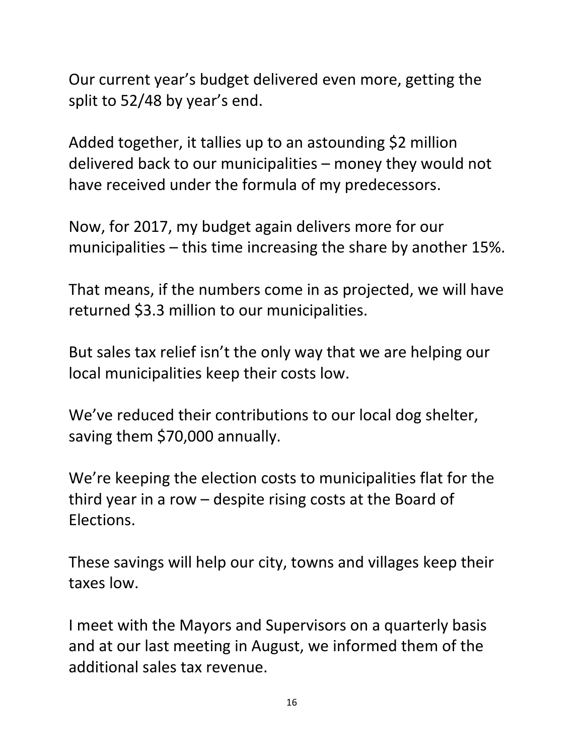Our current year's budget delivered even more, getting the split to 52/48 by year's end.

Added together, it tallies up to an astounding $2 million delivered back to our municipalities – money they would not have received under the formula of my predecessors.

Now, for 2017, my budget again delivers more for our municipalities – this time increasing the share by another 15%.

That means, if the numbers come in as projected, we will have returned $3.3 million to our municipalities.

But sales tax relief isn't the only way that we are helping our local municipalities keep their costs low.

We've reduced their contributions to our local dog shelter, saving them $70,000 annually.

We're keeping the election costs to municipalities flat for the third year in a row – despite rising costs at the Board of Elections.

These savings will help our city, towns and villages keep their taxes low.

I meet with the Mayors and Supervisors on a quarterly basis and at our last meeting in August, we informed them of the additional sales tax revenue.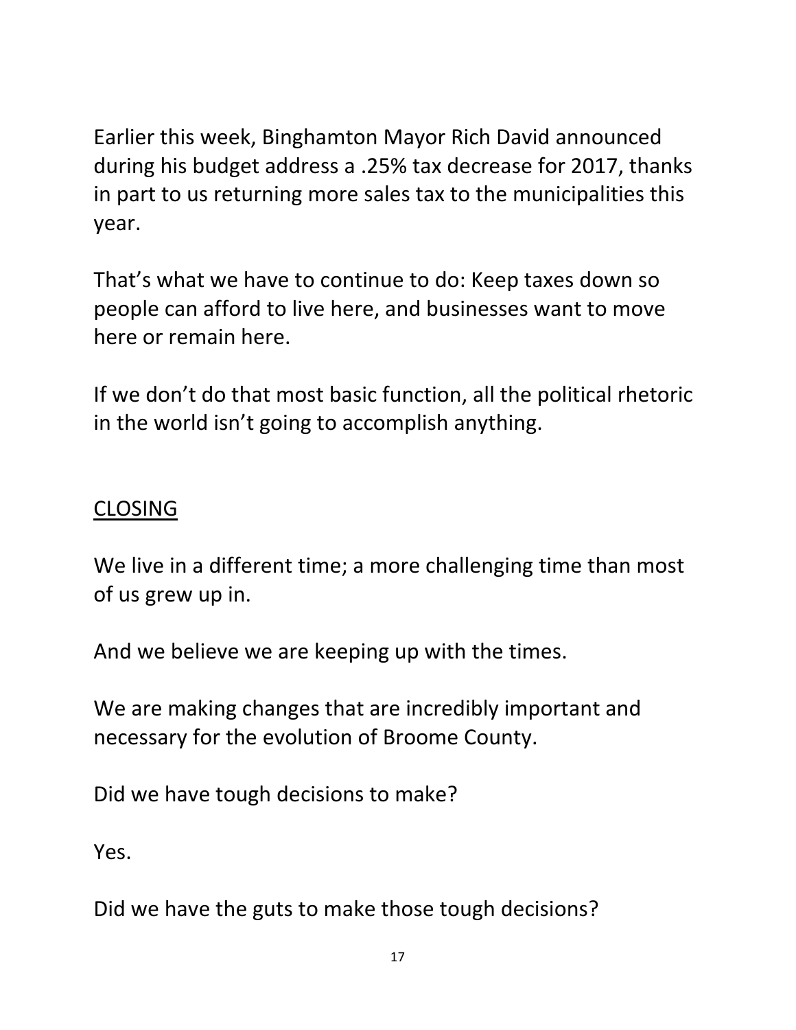Earlier this week, Binghamton Mayor Rich David announced during his budget address a .25% tax decrease for 2017, thanks in part to us returning more sales tax to the municipalities this year.

That's what we have to continue to do: Keep taxes down so people can afford to live here, and businesses want to move here or remain here.

If we don't do that most basic function, all the political rhetoric in the world isn't going to accomplish anything.

## CLOSING

We live in a different time; a more challenging time than most of us grew up in.

And we believe we are keeping up with the times.

We are making changes that are incredibly important and necessary for the evolution of Broome County.

Did we have tough decisions to make?

Yes.

Did we have the guts to make those tough decisions?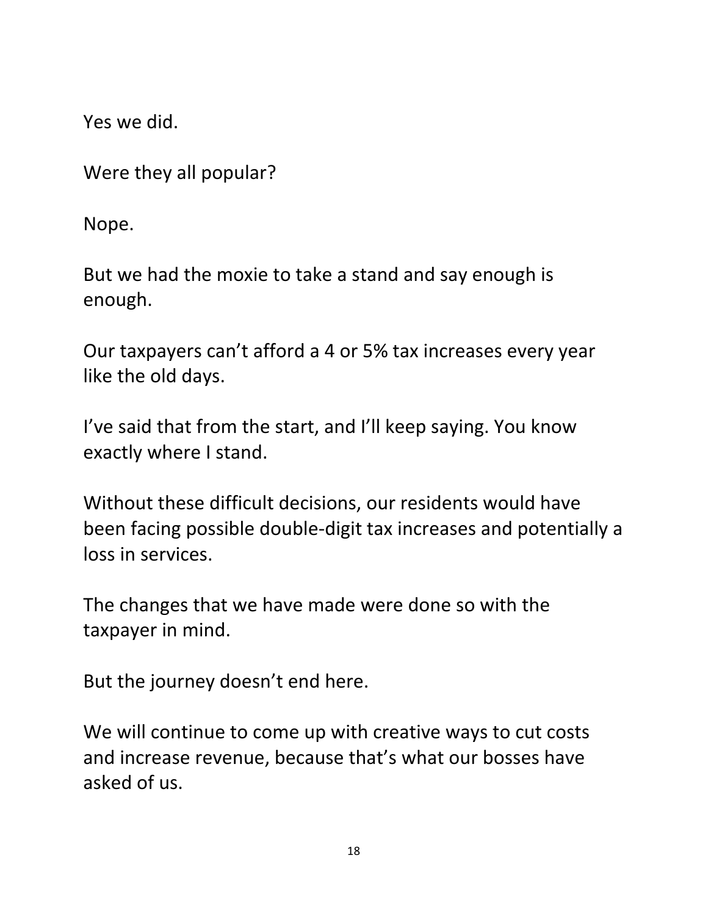Yes we did.

Were they all popular?

Nope.

But we had the moxie to take a stand and say enough is enough.

Our taxpayers can't afford a 4 or 5% tax increases every year like the old days.

I've said that from the start, and I'll keep saying. You know exactly where I stand.

Without these difficult decisions, our residents would have been facing possible double-digit tax increases and potentially a loss in services.

The changes that we have made were done so with the taxpayer in mind.

But the journey doesn't end here.

We will continue to come up with creative ways to cut costs and increase revenue, because that's what our bosses have asked of us.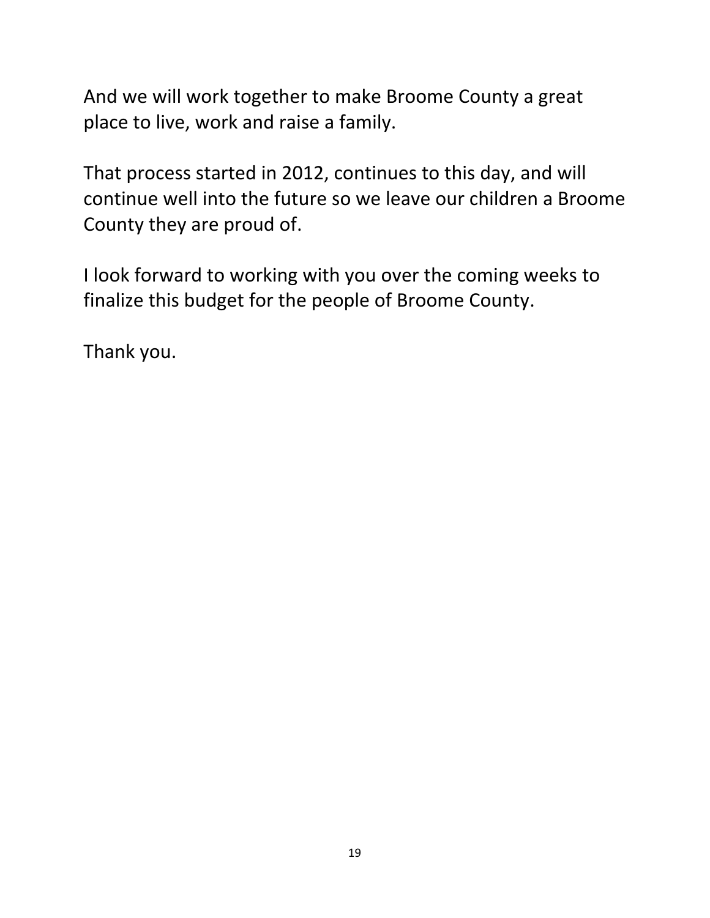And we will work together to make Broome County a great place to live, work and raise a family.

That process started in 2012, continues to this day, and will continue well into the future so we leave our children a Broome County they are proud of.

I look forward to working with you over the coming weeks to finalize this budget for the people of Broome County.

Thank you.